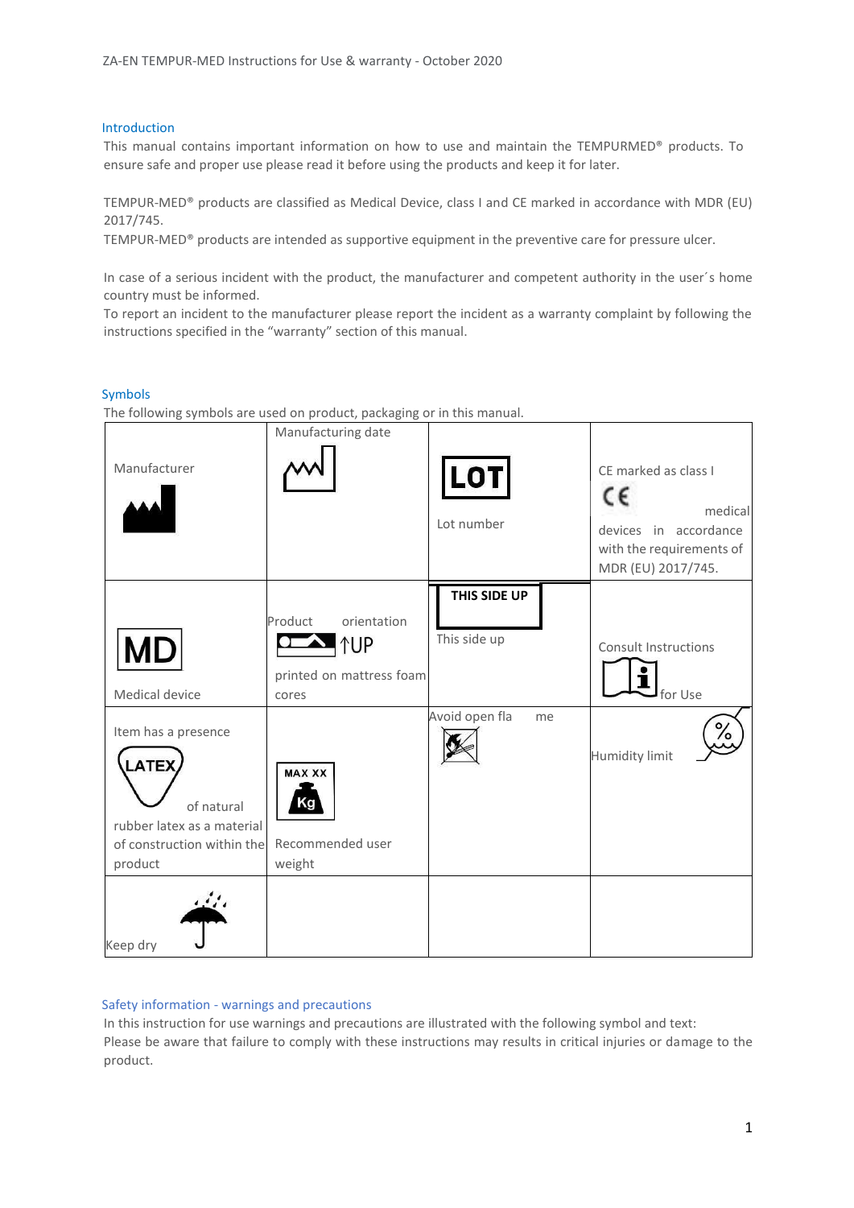## Introduction

This manual contains important information on how to use and maintain the TEMPURMED® products. To ensure safe and proper use please read it before using the products and keep it for later.

TEMPUR-MED® products are classified as Medical Device, class I and CE marked in accordance with MDR (EU) 2017/745.

TEMPUR-MED® products are intended as supportive equipment in the preventive care for pressure ulcer.

In case of a serious incident with the product, the manufacturer and competent authority in the user´s home country must be informed.

To report an incident to the manufacturer please report the incident as a warranty complaint by following the instructions specified in the "warranty" section of this manual.

## Symbols

The following symbols are used on product, packaging or in this manual.

| | | | |
|---|---|---|---|
| Manufacturer | Manufacturing date | LOT Lot number | CE marked as class I CE medical devices in accordance with the requirements of MDR (EU) 2017/745. |
| MD Medical device | Product orientation ↑UP printed on mattress foam cores | THIS SIDE UP This side up | Consult Instructions for Use |
| Item has a presence LATEX of natural rubber latex as a material of construction within the product | MAX XX Kg Recommended user weight | Avoid open flame | Humidity limit |
| Keep dry | | | |

## Safety information - warnings and precautions

In this instruction for use warnings and precautions are illustrated with the following symbol and text:

Please be aware that failure to comply with these instructions may results in critical injuries or damage to the product.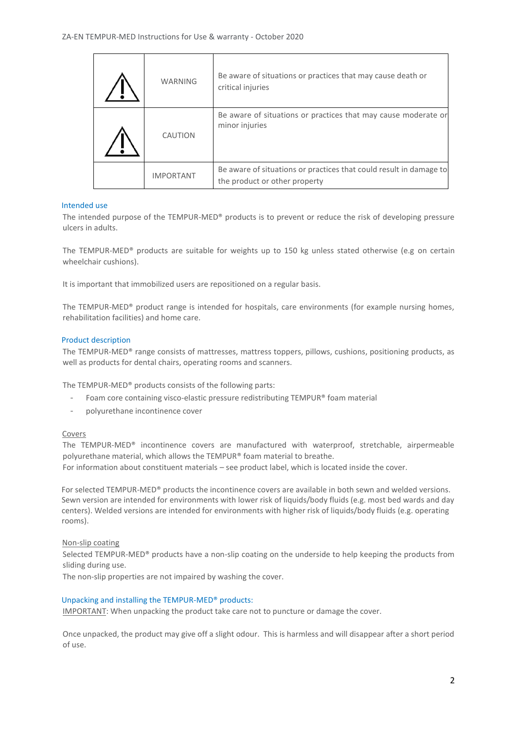| | | |
|---|---|---|
| ⚠ | WARNING | Be aware of situations or practices that may cause death or critical injuries |
| ⚠ | CAUTION | Be aware of situations or practices that may cause moderate or minor injuries |
| | IMPORTANT | Be aware of situations or practices that could result in damage to the product or other property |

## Intended use

The intended purpose of the TEMPUR-MED® products is to prevent or reduce the risk of developing pressure ulcers in adults.

The TEMPUR-MED® products are suitable for weights up to 150 kg unless stated otherwise (e.g on certain wheelchair cushions).

It is important that immobilized users are repositioned on a regular basis.

The TEMPUR-MED® product range is intended for hospitals, care environments (for example nursing homes, rehabilitation facilities) and home care.

## Product description

The TEMPUR-MED® range consists of mattresses, mattress toppers, pillows, cushions, positioning products, as well as products for dental chairs, operating rooms and scanners.

The TEMPUR-MED® products consists of the following parts:

- Foam core containing visco-elastic pressure redistributing TEMPUR® foam material
- polyurethane incontinence cover

### Covers

The TEMPUR-MED® incontinence covers are manufactured with waterproof, stretchable, airpermeable polyurethane material, which allows the TEMPUR® foam material to breathe.
For information about constituent materials – see product label, which is located inside the cover.

For selected TEMPUR-MED® products the incontinence covers are available in both sewn and welded versions. Sewn version are intended for environments with lower risk of liquids/body fluids (e.g. most bed wards and day centers). Welded versions are intended for environments with higher risk of liquids/body fluids (e.g. operating rooms).

### Non-slip coating

Selected TEMPUR-MED® products have a non-slip coating on the underside to help keeping the products from sliding during use.
The non-slip properties are not impaired by washing the cover.

## Unpacking and installing the TEMPUR-MED® products:

IMPORTANT: When unpacking the product take care not to puncture or damage the cover.

Once unpacked, the product may give off a slight odour. This is harmless and will disappear after a short period of use.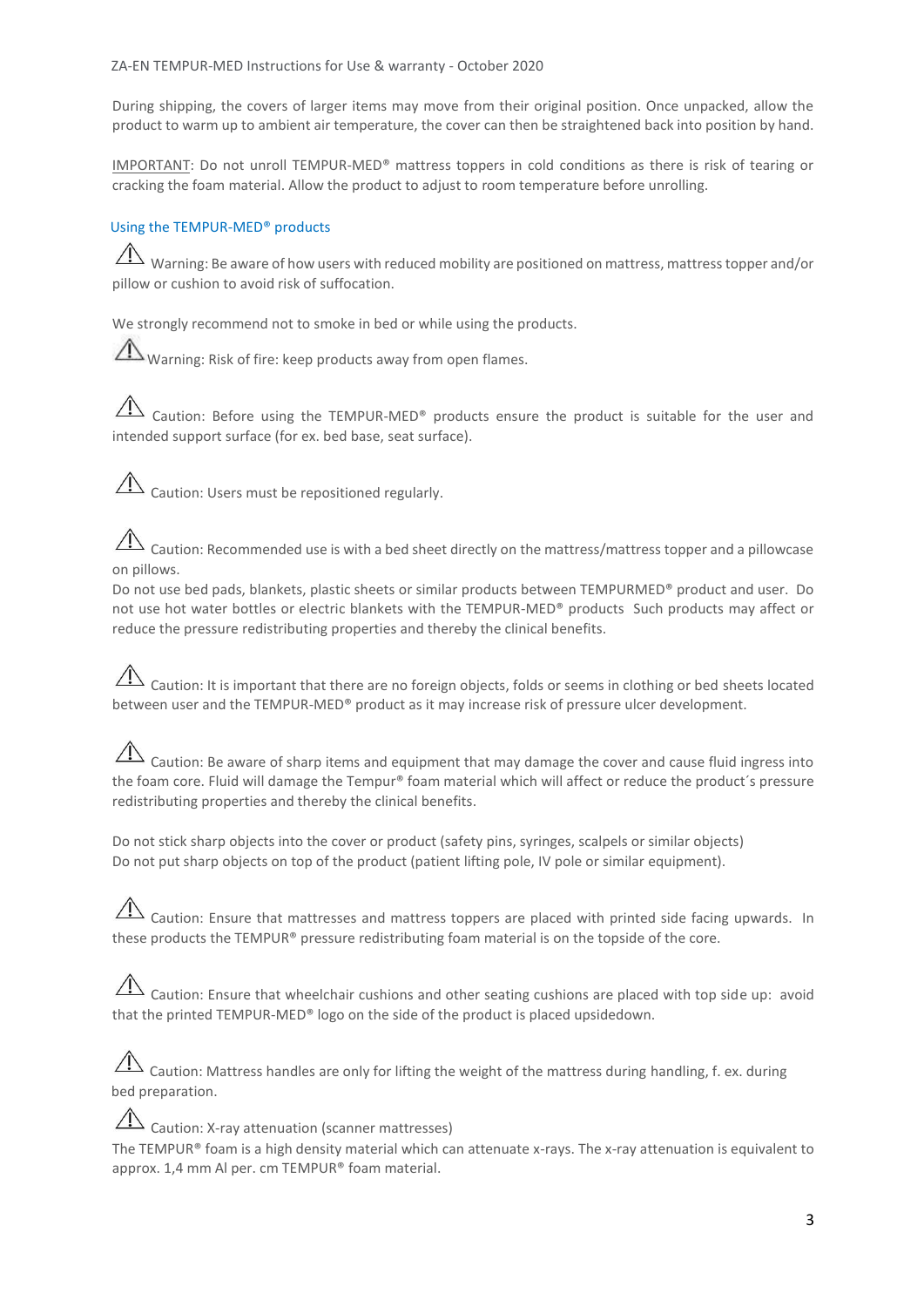During shipping, the covers of larger items may move from their original position. Once unpacked, allow the product to warm up to ambient air temperature, the cover can then be straightened back into position by hand.

IMPORTANT: Do not unroll TEMPUR-MED® mattress toppers in cold conditions as there is risk of tearing or cracking the foam material. Allow the product to adjust to room temperature before unrolling.

## Using the TEMPUR-MED® products

⚠ Warning: Be aware of how users with reduced mobility are positioned on mattress, mattress topper and/or pillow or cushion to avoid risk of suffocation.

We strongly recommend not to smoke in bed or while using the products.

⚠ Warning: Risk of fire: keep products away from open flames.

⚠ Caution: Before using the TEMPUR-MED® products ensure the product is suitable for the user and intended support surface (for ex. bed base, seat surface).

⚠ Caution: Users must be repositioned regularly.

⚠ Caution: Recommended use is with a bed sheet directly on the mattress/mattress topper and a pillowcase on pillows.
Do not use bed pads, blankets, plastic sheets or similar products between TEMPURMED® product and user. Do not use hot water bottles or electric blankets with the TEMPUR-MED® products Such products may affect or reduce the pressure redistributing properties and thereby the clinical benefits.

⚠ Caution: It is important that there are no foreign objects, folds or seems in clothing or bed sheets located between user and the TEMPUR-MED® product as it may increase risk of pressure ulcer development.

⚠ Caution: Be aware of sharp items and equipment that may damage the cover and cause fluid ingress into the foam core. Fluid will damage the Tempur® foam material which will affect or reduce the product´s pressure redistributing properties and thereby the clinical benefits.

Do not stick sharp objects into the cover or product (safety pins, syringes, scalpels or similar objects)
Do not put sharp objects on top of the product (patient lifting pole, IV pole or similar equipment).

⚠ Caution: Ensure that mattresses and mattress toppers are placed with printed side facing upwards. In these products the TEMPUR® pressure redistributing foam material is on the topside of the core.

⚠ Caution: Ensure that wheelchair cushions and other seating cushions are placed with top side up: avoid that the printed TEMPUR-MED® logo on the side of the product is placed upsidedown.

⚠ Caution: Mattress handles are only for lifting the weight of the mattress during handling, f. ex. during bed preparation.

⚠ Caution: X-ray attenuation (scanner mattresses)
The TEMPUR® foam is a high density material which can attenuate x-rays. The x-ray attenuation is equivalent to approx. 1,4 mm Al per. cm TEMPUR® foam material.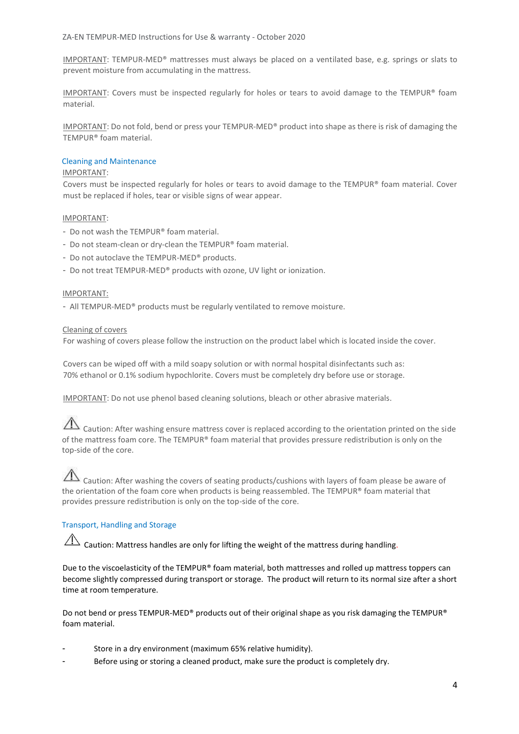IMPORTANT: TEMPUR-MED® mattresses must always be placed on a ventilated base, e.g. springs or slats to prevent moisture from accumulating in the mattress.

IMPORTANT: Covers must be inspected regularly for holes or tears to avoid damage to the TEMPUR® foam material.

IMPORTANT: Do not fold, bend or press your TEMPUR-MED® product into shape as there is risk of damaging the TEMPUR® foam material.

## Cleaning and Maintenance

IMPORTANT:
Covers must be inspected regularly for holes or tears to avoid damage to the TEMPUR® foam material. Cover must be replaced if holes, tear or visible signs of wear appear.

IMPORTANT:

- Do not wash the TEMPUR® foam material.
- Do not steam-clean or dry-clean the TEMPUR® foam material.
- Do not autoclave the TEMPUR-MED® products.
- Do not treat TEMPUR-MED® products with ozone, UV light or ionization.

IMPORTANT:

- All TEMPUR-MED® products must be regularly ventilated to remove moisture.

Cleaning of covers
For washing of covers please follow the instruction on the product label which is located inside the cover.

Covers can be wiped off with a mild soapy solution or with normal hospital disinfectants such as:
70% ethanol or 0.1% sodium hypochlorite. Covers must be completely dry before use or storage.

IMPORTANT: Do not use phenol based cleaning solutions, bleach or other abrasive materials.

⚠ Caution: After washing ensure mattress cover is replaced according to the orientation printed on the side of the mattress foam core. The TEMPUR® foam material that provides pressure redistribution is only on the top-side of the core.

⚠ Caution: After washing the covers of seating products/cushions with layers of foam please be aware of the orientation of the foam core when products is being reassembled. The TEMPUR® foam material that provides pressure redistribution is only on the top-side of the core.

## Transport, Handling and Storage

⚠ Caution: Mattress handles are only for lifting the weight of the mattress during handling.

Due to the viscoelasticity of the TEMPUR® foam material, both mattresses and rolled up mattress toppers can become slightly compressed during transport or storage. The product will return to its normal size after a short time at room temperature.

Do not bend or press TEMPUR-MED® products out of their original shape as you risk damaging the TEMPUR® foam material.

- Store in a dry environment (maximum 65% relative humidity).
- Before using or storing a cleaned product, make sure the product is completely dry.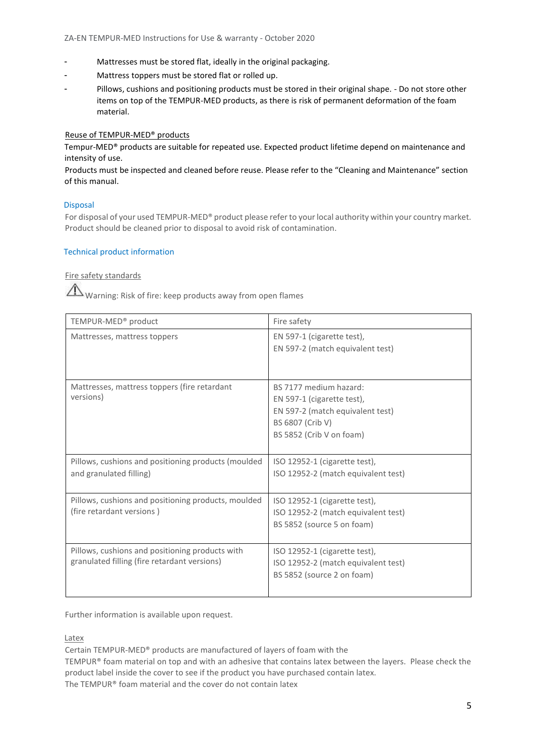- Mattresses must be stored flat, ideally in the original packaging.
- Mattress toppers must be stored flat or rolled up.
- Pillows, cushions and positioning products must be stored in their original shape. - Do not store other items on top of the TEMPUR-MED products, as there is risk of permanent deformation of the foam material.

Reuse of TEMPUR-MED® products

Tempur-MED® products are suitable for repeated use. Expected product lifetime depend on maintenance and intensity of use.

Products must be inspected and cleaned before reuse. Please refer to the "Cleaning and Maintenance" section of this manual.

## Disposal

For disposal of your used TEMPUR-MED® product please refer to your local authority within your country market. Product should be cleaned prior to disposal to avoid risk of contamination.

## Technical product information

### Fire safety standards

⚠ Warning: Risk of fire: keep products away from open flames

| TEMPUR-MED® product | Fire safety |
|---|---|
| Mattresses, mattress toppers | EN 597-1 (cigarette test),<br>EN 597-2 (match equivalent test) |
| Mattresses, mattress toppers (fire retardant versions) | BS 7177 medium hazard:<br>EN 597-1 (cigarette test),<br>EN 597-2 (match equivalent test)<br>BS 6807 (Crib V)<br>BS 5852 (Crib V on foam) |
| Pillows, cushions and positioning products (moulded and granulated filling) | ISO 12952-1 (cigarette test),<br>ISO 12952-2 (match equivalent test) |
| Pillows, cushions and positioning products, moulded (fire retardant versions ) | ISO 12952-1 (cigarette test),<br>ISO 12952-2 (match equivalent test)<br>BS 5852 (source 5 on foam) |
| Pillows, cushions and positioning products with granulated filling (fire retardant versions) | ISO 12952-1 (cigarette test),<br>ISO 12952-2 (match equivalent test)<br>BS 5852 (source 2 on foam) |

Further information is available upon request.

### Latex

Certain TEMPUR-MED® products are manufactured of layers of foam with the TEMPUR® foam material on top and with an adhesive that contains latex between the layers. Please check the product label inside the cover to see if the product you have purchased contain latex.

The TEMPUR® foam material and the cover do not contain latex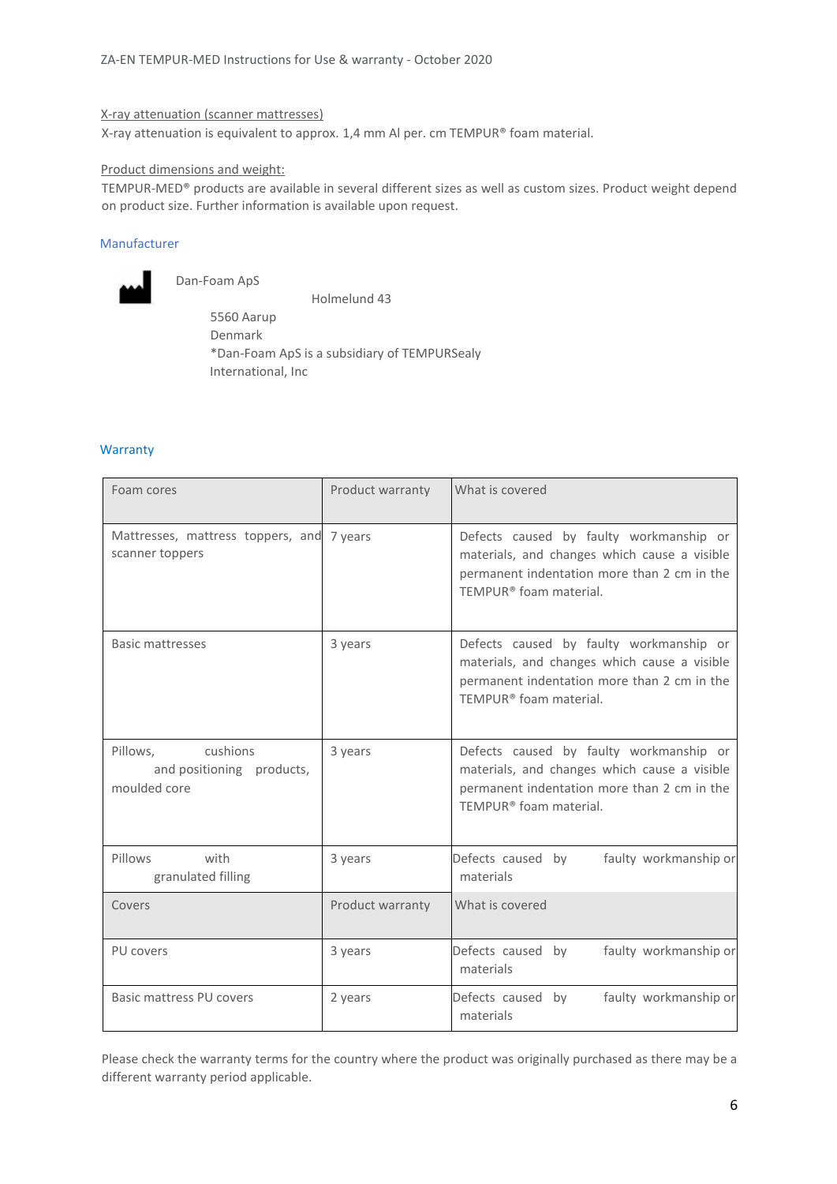X-ray attenuation (scanner mattresses)

X-ray attenuation is equivalent to approx. 1,4 mm Al per. cm TEMPUR® foam material.

Product dimensions and weight:

TEMPUR-MED® products are available in several different sizes as well as custom sizes. Product weight depend on product size. Further information is available upon request.

## Manufacturer

Dan-Foam ApS
Holmelund 43
5560 Aarup
Denmark
*Dan-Foam ApS is a subsidiary of TEMPURSealy International, Inc

## Warranty

| Foam cores | Product warranty | What is covered |
|---|---|---|
| Mattresses, mattress toppers, and scanner toppers | 7 years | Defects caused by faulty workmanship or materials, and changes which cause a visible permanent indentation more than 2 cm in the TEMPUR® foam material. |
| Basic mattresses | 3 years | Defects caused by faulty workmanship or materials, and changes which cause a visible permanent indentation more than 2 cm in the TEMPUR® foam material. |
| Pillows, cushions and positioning products, moulded core | 3 years | Defects caused by faulty workmanship or materials, and changes which cause a visible permanent indentation more than 2 cm in the TEMPUR® foam material. |
| Pillows with granulated filling | 3 years | Defects caused by faulty workmanship or materials |
| **Covers** | **Product warranty** | **What is covered** |
| PU covers | 3 years | Defects caused by faulty workmanship or materials |
| Basic mattress PU covers | 2 years | Defects caused by faulty workmanship or materials |

Please check the warranty terms for the country where the product was originally purchased as there may be a different warranty period applicable.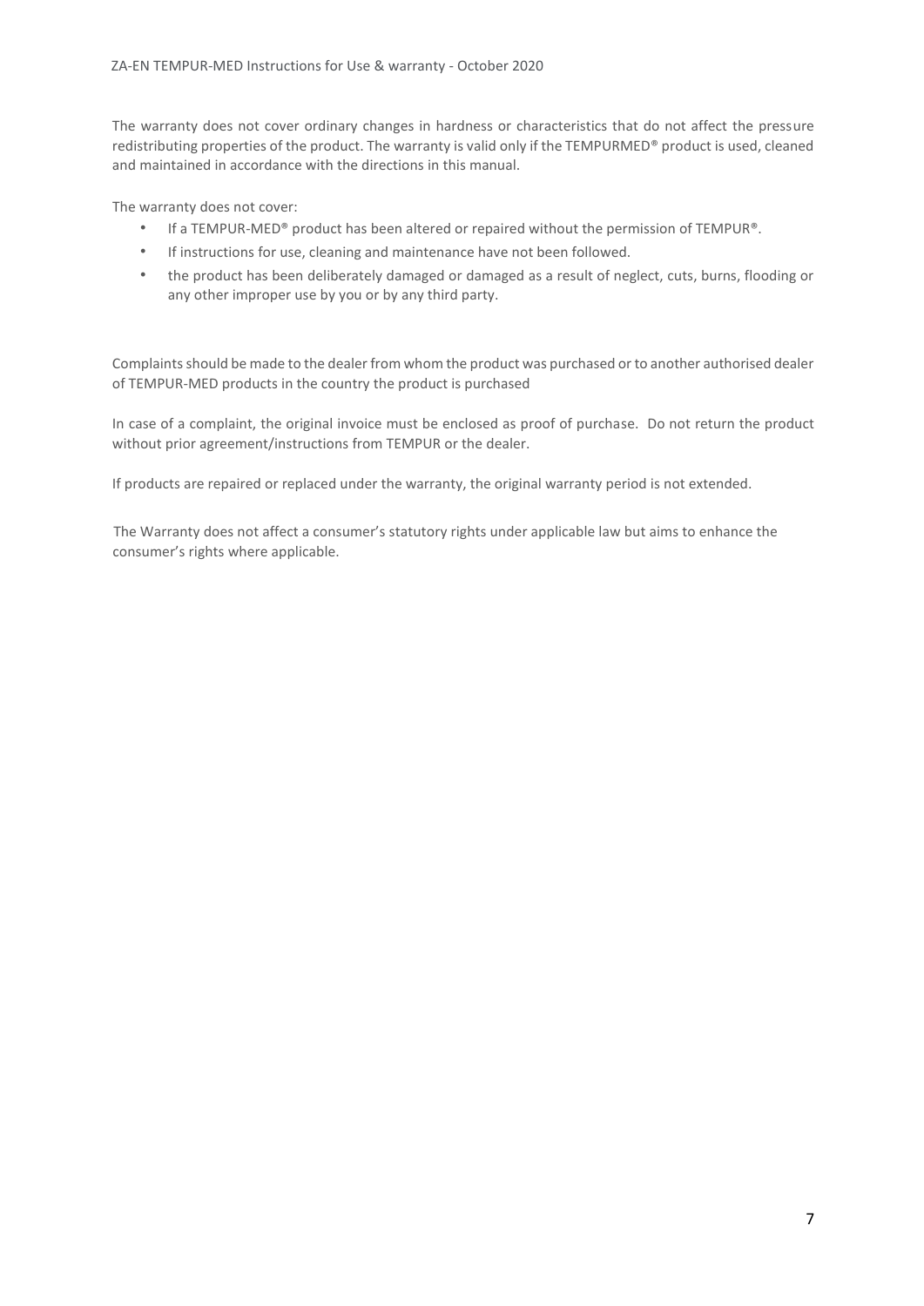The warranty does not cover ordinary changes in hardness or characteristics that do not affect the pressure redistributing properties of the product. The warranty is valid only if the TEMPURMED® product is used, cleaned and maintained in accordance with the directions in this manual.

The warranty does not cover:

- If a TEMPUR-MED® product has been altered or repaired without the permission of TEMPUR®.
- If instructions for use, cleaning and maintenance have not been followed.
- the product has been deliberately damaged or damaged as a result of neglect, cuts, burns, flooding or any other improper use by you or by any third party.

Complaints should be made to the dealer from whom the product was purchased or to another authorised dealer of TEMPUR-MED products in the country the product is purchased

In case of a complaint, the original invoice must be enclosed as proof of purchase. Do not return the product without prior agreement/instructions from TEMPUR or the dealer.

If products are repaired or replaced under the warranty, the original warranty period is not extended.

The Warranty does not affect a consumer's statutory rights under applicable law but aims to enhance the consumer's rights where applicable.